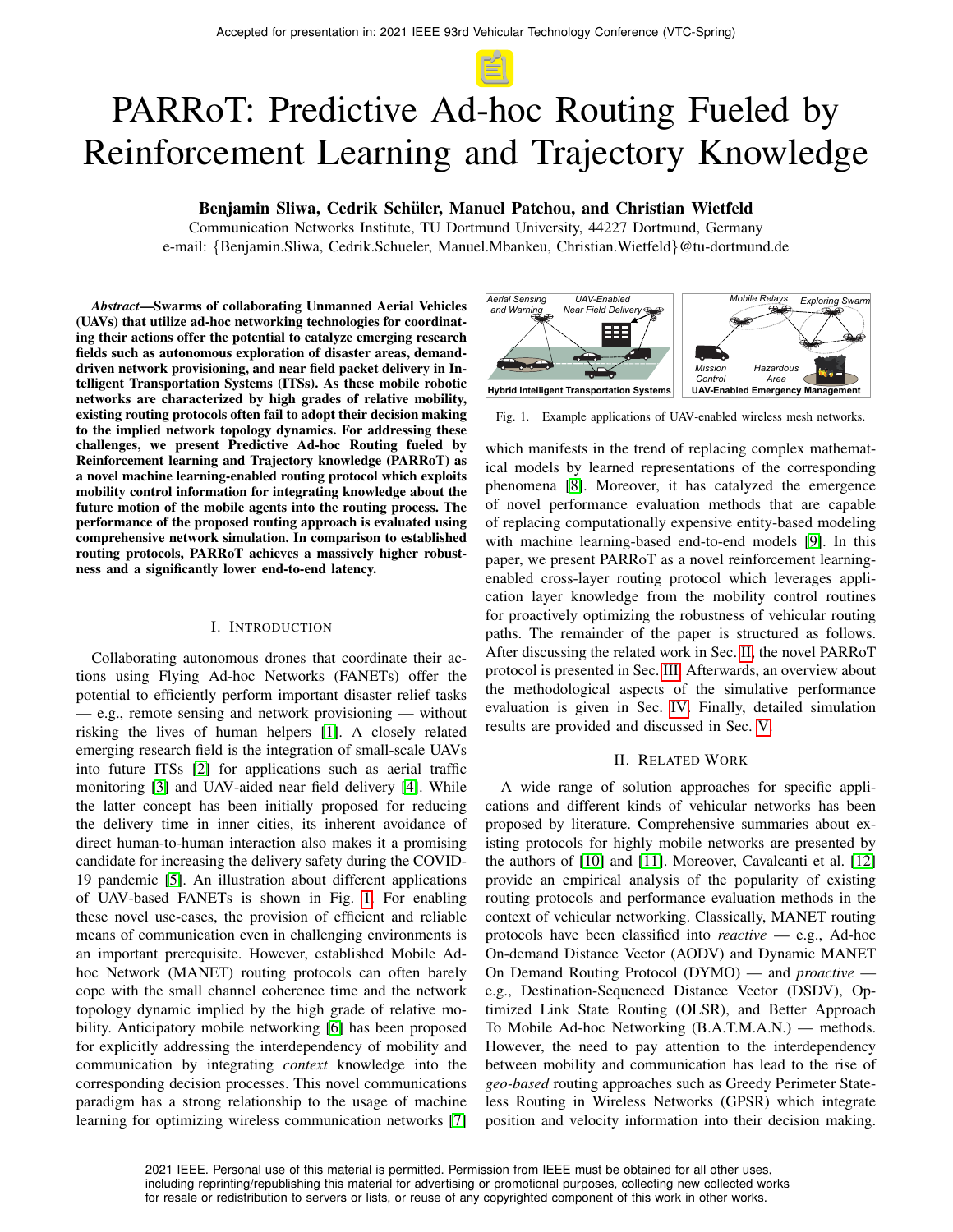# PARRoT: Predictive Ad-hoc Routing Fueled by Reinforcement Learning and Trajectory Knowledge

**Benjamin Sliwa, Cedrik Schüler, Manuel Patchou, and Christian Wietfeld**

Communication Networks Institute, TU Dortmund University, 44227 Dortmund, Germany

e-mail: {Benjamin.Sliwa, Cedrik.Schueler, Manuel.Mbankeu, Christian.Wietfeld}@tu-dortmund.de

***Abstract*—Swarms of collaborating Unmanned Aerial Vehicles (UAVs) that utilize ad-hoc networking technologies for coordinating their actions offer the potential to catalyze emerging research fields such as autonomous exploration of disaster areas, demand-driven network provisioning, and near field packet delivery in Intelligent Transportation Systems (ITSs). As these mobile robotic networks are characterized by high grades of relative mobility, existing routing protocols often fail to adopt their decision making to the implied network topology dynamics. For addressing these challenges, we present Predictive Ad-hoc Routing fueled by Reinforcement learning and Trajectory knowledge (PARRoT) as a novel machine learning-enabled routing protocol which exploits mobility control information for integrating knowledge about the future motion of the mobile agents into the routing process. The performance of the proposed routing approach is evaluated using comprehensive network simulation. In comparison to established routing protocols, PARRoT achieves a massively higher robustness and a significantly lower end-to-end latency.**

## I. Introduction

Collaborating autonomous drones that coordinate their actions using Flying Ad-hoc Networks (FANETs) offer the potential to efficiently perform important disaster relief tasks — e.g., remote sensing and network provisioning — without risking the lives of human helpers [1]. A closely related emerging research field is the integration of small-scale UAVs into future ITSs [2] for applications such as aerial traffic monitoring [3] and UAV-aided near field delivery [4]. While the latter concept has been initially proposed for reducing the delivery time in inner cities, its inherent avoidance of direct human-to-human interaction also makes it a promising candidate for increasing the delivery safety during the COVID-19 pandemic [5]. An illustration about different applications of UAV-based FANETs is shown in Fig. 1. For enabling these novel use-cases, the provision of efficient and reliable means of communication even in challenging environments is an important prerequisite. However, established Mobile Ad-hoc Network (MANET) routing protocols can often barely cope with the small channel coherence time and the network topology dynamic implied by the high grade of relative mobility. Anticipatory mobile networking [6] has been proposed for explicitly addressing the interdependency of mobility and communication by integrating *context* knowledge into the corresponding decision processes. This novel communications paradigm has a strong relationship to the usage of machine learning for optimizing wireless communication networks [7] which manifests in the trend of replacing complex mathematical models by learned representations of the corresponding phenomena [8]. Moreover, it has catalyzed the emergence of novel performance evaluation methods that are capable of replacing computationally expensive entity-based modeling with machine learning-based end-to-end models [9]. In this paper, we present PARRoT as a novel reinforcement learning-enabled cross-layer routing protocol which leverages application layer knowledge from the mobility control routines for proactively optimizing the robustness of vehicular routing paths. The remainder of the paper is structured as follows. After discussing the related work in Sec. II, the novel PARRoT protocol is presented in Sec. III. Afterwards, an overview about the methodological aspects of the simulative performance evaluation is given in Sec. IV. Finally, detailed simulation results are provided and discussed in Sec. V.

Fig. 1. Example applications of UAV-enabled wireless mesh networks.

## II. Related Work

A wide range of solution approaches for specific applications and different kinds of vehicular networks has been proposed by literature. Comprehensive summaries about existing protocols for highly mobile networks are presented by the authors of [10] and [11]. Moreover, Cavalcanti et al. [12] provide an empirical analysis of the popularity of existing routing protocols and performance evaluation methods in the context of vehicular networking. Classically, MANET routing protocols have been classified into *reactive* — e.g., Ad-hoc On-demand Distance Vector (AODV) and Dynamic MANET On Demand Routing Protocol (DYMO) — and *proactive* — e.g., Destination-Sequenced Distance Vector (DSDV), Optimized Link State Routing (OLSR), and Better Approach To Mobile Ad-hoc Networking (B.A.T.M.A.N.) — methods. However, the need to pay attention to the interdependency between mobility and communication has lead to the rise of *geo-based* routing approaches such as Greedy Perimeter Stateless Routing in Wireless Networks (GPSR) which integrate position and velocity information into their decision making.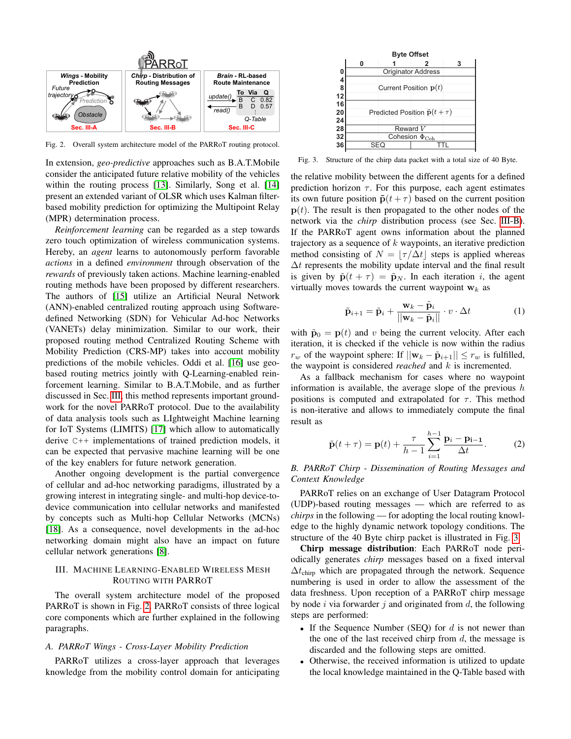Fig. 2. Overall system architecture model of the PARRoT routing protocol.

In extension, *geo-predictive* approaches such as B.A.T.Mobile consider the anticipated future relative mobility of the vehicles within the routing process [13]. Similarly, Song et al. [14] present an extended variant of OLSR which uses Kalman filter-based mobility prediction for optimizing the Multipoint Relay (MPR) determination process.

*Reinforcement learning* can be regarded as a step towards zero touch optimization of wireless communication systems. Hereby, an *agent* learns to autonomously perform favorable *actions* in a defined *environment* through observation of the *rewards* of previously taken actions. Machine learning-enabled routing methods have been proposed by different researchers. The authors of [15] utilize an Artificial Neural Network (ANN)-enabled centralized routing approach using Software-defined Networking (SDN) for Vehicular Ad-hoc Networks (VANETs) delay minimization. Similar to our work, their proposed routing method Centralized Routing Scheme with Mobility Prediction (CRS-MP) takes into account mobility predictions of the mobile vehicles. Oddi et al. [16] use geo-based routing metrics jointly with Q-Learning-enabled reinforcement learning. Similar to B.A.T.Mobile, and as further discussed in Sec. III, this method represents important groundwork for the novel PARRoT protocol. Due to the availability of data analysis tools such as LIghtweight Machine learning for IoT Systems (LIMITS) [17] which allow to automatically derive C++ implementations of trained prediction models, it can be expected that pervasive machine learning will be one of the key enablers for future network generation.

Another ongoing development is the partial convergence of cellular and ad-hoc networking paradigms, illustrated by a growing interest in integrating single- and multi-hop device-to-device communication into cellular networks and manifested by concepts such as Multi-hop Cellular Networks (MCNs) [18]. As a consequence, novel developments in the ad-hoc networking domain might also have an impact on future cellular network generations [8].

## III. Machine Learning-Enabled Wireless Mesh Routing with PARRoT

The overall system architecture model of the proposed PARRoT is shown in Fig. 2. PARRoT consists of three logical core components which are further explained in the following paragraphs.

### A. PARRoT Wings - Cross-Layer Mobility Prediction

PARRoT utilizes a cross-layer approach that leverages knowledge from the mobility control domain for anticipating the relative mobility between the different agents for a defined prediction horizon $\tau$. For this purpose, each agent estimates its own future position $\tilde{\mathbf{p}}(t+\tau)$ based on the current position $\mathbf{p}(t)$. The result is then propagated to the other nodes of the network via the *chirp* distribution process (see Sec. III-B). If the PARRoT agent owns information about the planned trajectory as a sequence of $k$ waypoints, an iterative prediction method consisting of $N = \lfloor \tau/\Delta t \rfloor$ steps is applied whereas $\Delta t$ represents the mobility update interval and the final result is given by $\tilde{\mathbf{p}}(t+\tau) = \tilde{\mathbf{p}}_N$. In each iteration $i$, the agent virtually moves towards the current waypoint $\mathbf{w}_k$ as

$$\tilde{\mathbf{p}}_{i+1} = \tilde{\mathbf{p}}_i + \frac{\mathbf{w}_k - \tilde{\mathbf{p}}_i}{||\mathbf{w}_k - \tilde{\mathbf{p}}_i||} \cdot v \cdot \Delta t \tag{1}$$

with $\tilde{\mathbf{p}}_0 = \mathbf{p}(t)$ and $v$ being the current velocity. After each iteration, it is checked if the vehicle is now within the radius $r_w$ of the waypoint sphere: If $||\mathbf{w}_k - \tilde{\mathbf{p}}_{i+1}|| \leq r_w$ is fulfilled, the waypoint is considered *reached* and $k$ is incremented.

As a fallback mechanism for cases where no waypoint information is available, the average slope of the previous $h$ positions is computed and extrapolated for $\tau$. This method is non-iterative and allows to immediately compute the final result as

$$\tilde{\mathbf{p}}(t+\tau) = \mathbf{p}(t) + \frac{\tau}{h-1} \sum_{i=1}^{h-1} \frac{\mathbf{p}_i - \mathbf{p}_{i-1}}{\Delta t}. \tag{2}$$

### B. PARRoT Chirp - Dissemination of Routing Messages and Context Knowledge

| Byte | 0 | 1 | 2 | 3 |
|---|---|---|---|---|
| 0 | Originator Address | | | |
| 4–8 | Current Position $\mathbf{p}(t)$ | | | |
| 12–24 | Predicted Position $\tilde{\mathbf{p}}(t+\tau)$ | | | |
| 28 | Reward $V$ | | | |
| 32 | Cohesion $\Phi_{\text{Coh}}$ | | | |
| 36 | SEQ | | TTL | |

Fig. 3. Structure of the chirp data packet with a total size of 40 Byte.

PARRoT relies on an exchange of User Datagram Protocol (UDP)-based routing messages — which are referred to as *chirps* in the following — for adopting the local routing knowledge to the highly dynamic network topology conditions. The structure of the 40 Byte chirp packet is illustrated in Fig. 3.

**Chirp message distribution**: Each PARRoT node periodically generates *chirp* messages based on a fixed interval $\Delta t_{\text{chirp}}$ which are propagated through the network. Sequence numbering is used in order to allow the assessment of the data freshness. Upon reception of a PARRoT chirp message by node $i$ via forwarder $j$ and originated from $d$, the following steps are performed:

- If the Sequence Number (SEQ) for $d$ is not newer than the one of the last received chirp from $d$, the message is discarded and the following steps are omitted.
- Otherwise, the received information is utilized to update the local knowledge maintained in the Q-Table based with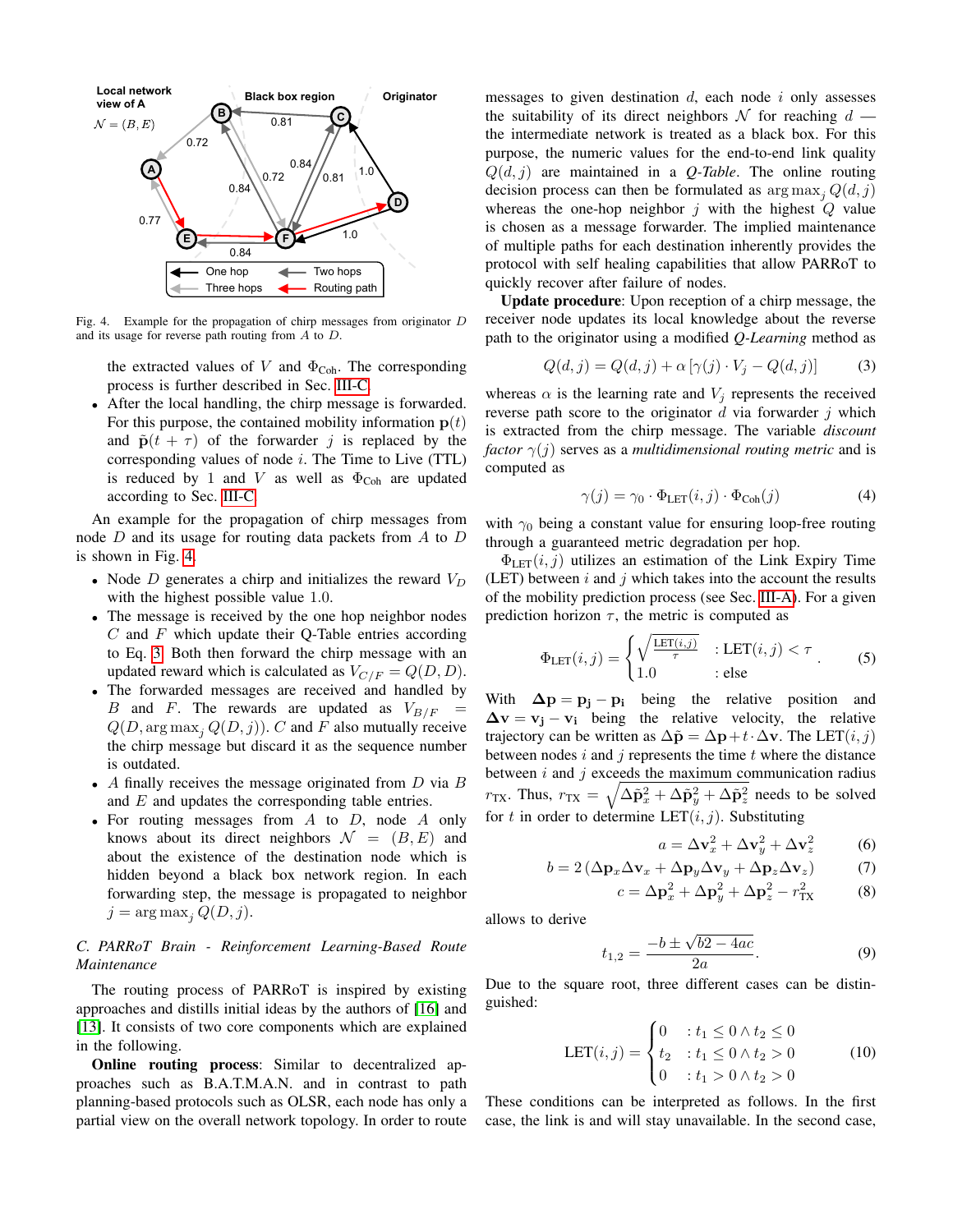Fig. 4. Example for the propagation of chirp messages from originator $D$ and its usage for reverse path routing from $A$ to $D$.

the extracted values of $V$ and $\Phi_{\text{Coh}}$. The corresponding process is further described in Sec. III-C.

- After the local handling, the chirp message is forwarded. For this purpose, the contained mobility information $\mathbf{p}(t)$ and $\tilde{\mathbf{p}}(t+\tau)$ of the forwarder $j$ is replaced by the corresponding values of node $i$. The Time to Live (TTL) is reduced by 1 and $V$ as well as $\Phi_{\text{Coh}}$ are updated according to Sec. III-C.

An example for the propagation of chirp messages from node $D$ and its usage for routing data packets from $A$ to $D$ is shown in Fig. 4.

- Node $D$ generates a chirp and initializes the reward $V_D$ with the highest possible value 1.0.
- The message is received by the one hop neighbor nodes $C$ and $F$ which update their Q-Table entries according to Eq. 3. Both then forward the chirp message with an updated reward which is calculated as $V_{C/F} = Q(D, D)$.
- The forwarded messages are received and handled by $B$ and $F$. The rewards are updated as $V_{B/F} = Q(D, \arg\max_j Q(D, j))$. $C$ and $F$ also mutually receive the chirp message but discard it as the sequence number is outdated.
- $A$ finally receives the message originated from $D$ via $B$ and $E$ and updates the corresponding table entries.
- For routing messages from $A$ to $D$, node $A$ only knows about its direct neighbors $\mathcal{N} = (B, E)$ and about the existence of the destination node which is hidden beyond a black box network region. In each forwarding step, the message is propagated to neighbor $j = \arg\max_j Q(D, j)$.

### C. PARRoT Brain - Reinforcement Learning-Based Route Maintenance

The routing process of PARRoT is inspired by existing approaches and distills initial ideas by the authors of [16] and [13]. It consists of two core components which are explained in the following.

**Online routing process**: Similar to decentralized approaches such as B.A.T.M.A.N. and in contrast to path planning-based protocols such as OLSR, each node has only a partial view on the overall network topology. In order to route messages to given destination $d$, each node $i$ only assesses the suitability of its direct neighbors $\mathcal{N}$ for reaching $d$ — the intermediate network is treated as a black box. For this purpose, the numeric values for the end-to-end link quality $Q(d, j)$ are maintained in a *Q-Table*. The online routing decision process can then be formulated as $\arg\max_j Q(d, j)$ whereas the one-hop neighbor $j$ with the highest $Q$ value is chosen as a message forwarder. The implied maintenance of multiple paths for each destination inherently provides the protocol with self healing capabilities that allow PARRoT to quickly recover after failure of nodes.

**Update procedure**: Upon reception of a chirp message, the receiver node updates its local knowledge about the reverse path to the originator using a modified *Q-Learning* method as

$$Q(d, j) = Q(d, j) + \alpha \left[\gamma(j) \cdot V_j - Q(d, j)\right] \tag{3}$$

whereas $\alpha$ is the learning rate and $V_j$ represents the received reverse path score to the originator $d$ via forwarder $j$ which is extracted from the chirp message. The variable *discount factor* $\gamma(j)$ serves as a *multidimensional routing metric* and is computed as

$$\gamma(j) = \gamma_0 \cdot \Phi_{\text{LET}}(i, j) \cdot \Phi_{\text{Coh}}(j) \tag{4}$$

with $\gamma_0$ being a constant value for ensuring loop-free routing through a guaranteed metric degradation per hop.

$\Phi_{\text{LET}}(i, j)$ utilizes an estimation of the Link Expiry Time (LET) between $i$ and $j$ which takes into the account the results of the mobility prediction process (see Sec. III-A). For a given prediction horizon $\tau$, the metric is computed as

$$\Phi_{\text{LET}}(i, j) = \begin{cases} \sqrt{\frac{\text{LET}(i,j)}{\tau}} & : \text{LET}(i, j) < \tau \\ 1.0 & : \text{else} \end{cases}. \tag{5}$$

With $\Delta\mathbf{p} = \mathbf{p_j} - \mathbf{p_i}$ being the relative position and $\Delta\mathbf{v} = \mathbf{v_j} - \mathbf{v_i}$ being the relative velocity, the relative trajectory can be written as $\Delta\tilde{\mathbf{p}} = \Delta\mathbf{p} + t \cdot \Delta\mathbf{v}$. The LET$(i, j)$ between nodes $i$ and $j$ represents the time $t$ where the distance between $i$ and $j$ exceeds the maximum communication radius $r_{\text{TX}}$. Thus, $r_{\text{TX}} = \sqrt{\Delta\tilde{\mathbf{p}}_x^2 + \Delta\tilde{\mathbf{p}}_y^2 + \Delta\tilde{\mathbf{p}}_z^2}$ needs to be solved for $t$ in order to determine LET$(i, j)$. Substituting

$$a = \Delta\mathbf{v}_x^2 + \Delta\mathbf{v}_y^2 + \Delta\mathbf{v}_z^2 \tag{6}$$

$$b = 2\left(\Delta\mathbf{p}_x\Delta\mathbf{v}_x + \Delta\mathbf{p}_y\Delta\mathbf{v}_y + \Delta\mathbf{p}_z\Delta\mathbf{v}_z\right) \tag{7}$$

$$c = \Delta\mathbf{p}_x^2 + \Delta\mathbf{p}_y^2 + \Delta\mathbf{p}_z^2 - r_{\text{TX}}^2 \tag{8}$$

allows to derive

$$t_{1,2} = \frac{-b \pm \sqrt{b2 - 4ac}}{2a}. \tag{9}$$

Due to the square root, three different cases can be distinguished:

$$\text{LET}(i, j) = \begin{cases} 0 & : t_1 \leq 0 \wedge t_2 \leq 0 \\ t_2 & : t_1 \leq 0 \wedge t_2 > 0 \\ 0 & : t_1 > 0 \wedge t_2 > 0 \end{cases} \tag{10}$$

These conditions can be interpreted as follows. In the first case, the link is and will stay unavailable. In the second case,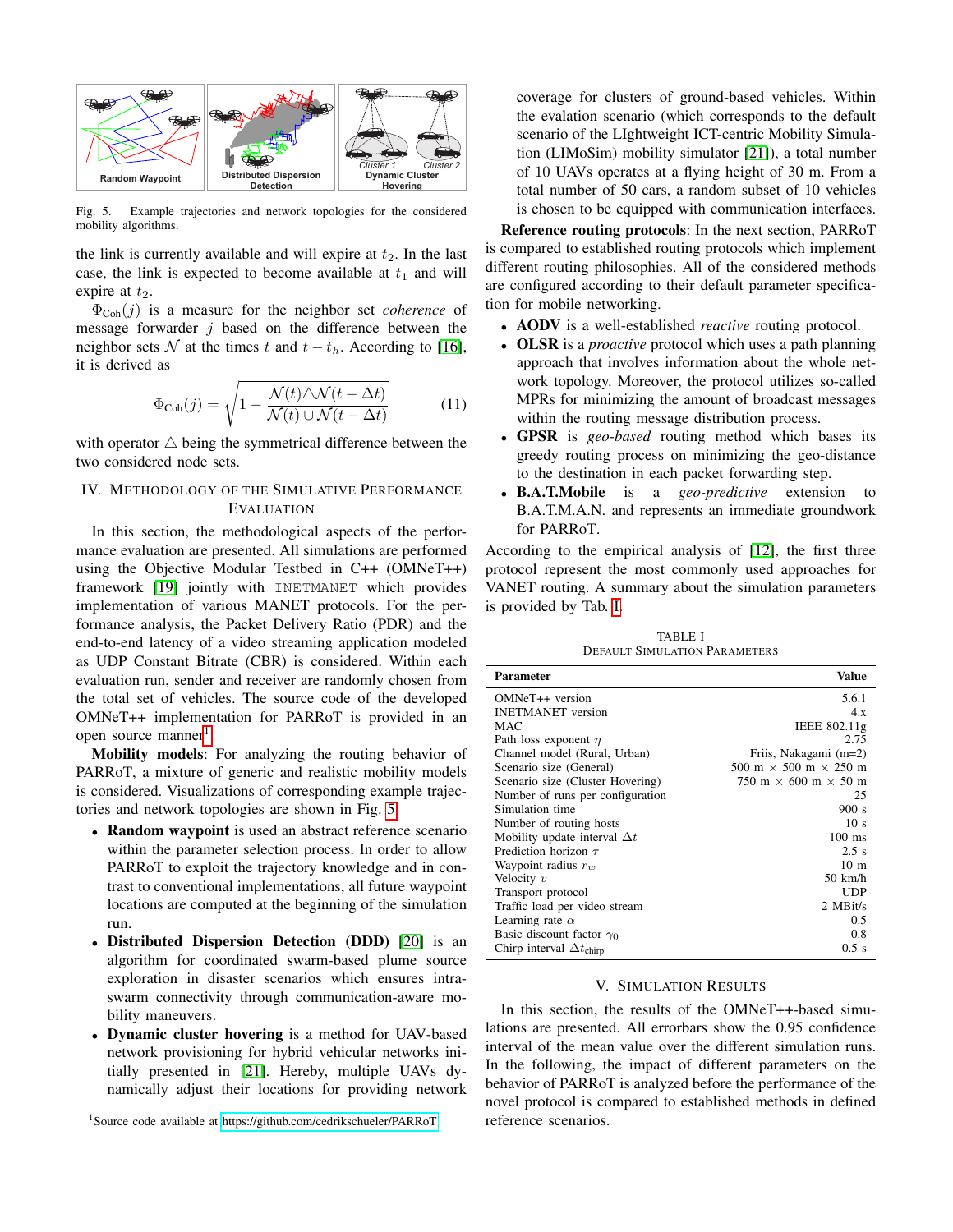Fig. 5. Example trajectories and network topologies for the considered mobility algorithms.

the link is currently available and will expire at $t_2$. In the last case, the link is expected to become available at $t_1$ and will expire at $t_2$.

$\Phi_{\text{Coh}}(j)$ is a measure for the neighbor set *coherence* of message forwarder $j$ based on the difference between the neighbor sets $\mathcal{N}$ at the times $t$ and $t - t_h$. According to [16], it is derived as

$$\Phi_{\text{Coh}}(j) = \sqrt{1 - \frac{\mathcal{N}(t) \triangle \mathcal{N}(t - \Delta t)}{\mathcal{N}(t) \cup \mathcal{N}(t - \Delta t)}} \tag{11}$$

with operator $\triangle$ being the symmetrical difference between the two considered node sets.

## IV. Methodology of the Simulative Performance Evaluation

In this section, the methodological aspects of the performance evaluation are presented. All simulations are performed using the Objective Modular Testbed in C++ (OMNeT++) framework [19] jointly with INETMANET which provides implementation of various MANET protocols. For the performance analysis, the Packet Delivery Ratio (PDR) and the end-to-end latency of a video streaming application modeled as UDP Constant Bitrate (CBR) is considered. Within each evaluation run, sender and receiver are randomly chosen from the total set of vehicles. The source code of the developed OMNeT++ implementation for PARRoT is provided in an open source manner[1].

**Mobility models**: For analyzing the routing behavior of PARRoT, a mixture of generic and realistic mobility models is considered. Visualizations of corresponding example trajectories and network topologies are shown in Fig. 5.

- **Random waypoint** is used an abstract reference scenario within the parameter selection process. In order to allow PARRoT to exploit the trajectory knowledge and in contrast to conventional implementations, all future waypoint locations are computed at the beginning of the simulation run.
- **Distributed Dispersion Detection (DDD)** [20] is an algorithm for coordinated swarm-based plume source exploration in disaster scenarios which ensures intra-swarm connectivity through communication-aware mobility maneuvers.
- **Dynamic cluster hovering** is a method for UAV-based network provisioning for hybrid vehicular networks initially presented in [21]. Hereby, multiple UAVs dynamically adjust their locations for providing network coverage for clusters of ground-based vehicles. Within the evalation scenario (which corresponds to the default scenario of the LIghtweight ICT-centric Mobility Simulation (LIMoSim) mobility simulator [21]), a total number of 10 UAVs operates at a flying height of 30 m. From a total number of 50 cars, a random subset of 10 vehicles is chosen to be equipped with communication interfaces.

**Reference routing protocols**: In the next section, PARRoT is compared to established routing protocols which implement different routing philosophies. All of the considered methods are configured according to their default parameter specification for mobile networking.

- **AODV** is a well-established *reactive* routing protocol.
- **OLSR** is a *proactive* protocol which uses a path planning approach that involves information about the whole network topology. Moreover, the protocol utilizes so-called MPRs for minimizing the amount of broadcast messages within the routing message distribution process.
- **GPSR** is *geo-based* routing method which bases its greedy routing process on minimizing the geo-distance to the destination in each packet forwarding step.
- **B.A.T.Mobile** is a *geo-predictive* extension to B.A.T.M.A.N. and represents an immediate groundwork for PARRoT.

According to the empirical analysis of [12], the first three protocol represent the most commonly used approaches for VANET routing. A summary about the simulation parameters is provided by Tab. I.

TABLE I
Default Simulation Parameters

| Parameter | Value |
|---|---|
| OMNeT++ version | 5.6.1 |
| INETMANET version | 4.x |
| MAC | IEEE 802.11g |
| Path loss exponent $\eta$ | 2.75 |
| Channel model (Rural, Urban) | Friis, Nakagami (m=2) |
| Scenario size (General) | 500 m $\times$ 500 m $\times$ 250 m |
| Scenario size (Cluster Hovering) | 750 m $\times$ 600 m $\times$ 50 m |
| Number of runs per configuration | 25 |
| Simulation time | 900 s |
| Number of routing hosts | 10 s |
| Mobility update interval $\Delta t$ | 100 ms |
| Prediction horizon $\tau$ | 2.5 s |
| Waypoint radius $r_w$ | 10 m |
| Velocity $v$ | 50 km/h |
| Transport protocol | UDP |
| Traffic load per video stream | 2 MBit/s |
| Learning rate $\alpha$ | 0.5 |
| Basic discount factor $\gamma_0$ | 0.8 |
| Chirp interval $\Delta t_{\text{chirp}}$ | 0.5 s |

## V. Simulation Results

In this section, the results of the OMNeT++-based simulations are presented. All errorbars show the 0.95 confidence interval of the mean value over the different simulation runs. In the following, the impact of different parameters on the behavior of PARRoT is analyzed before the performance of the novel protocol is compared to established methods in defined reference scenarios.

[1] Source code available at https://github.com/cedrikschueler/PARRoT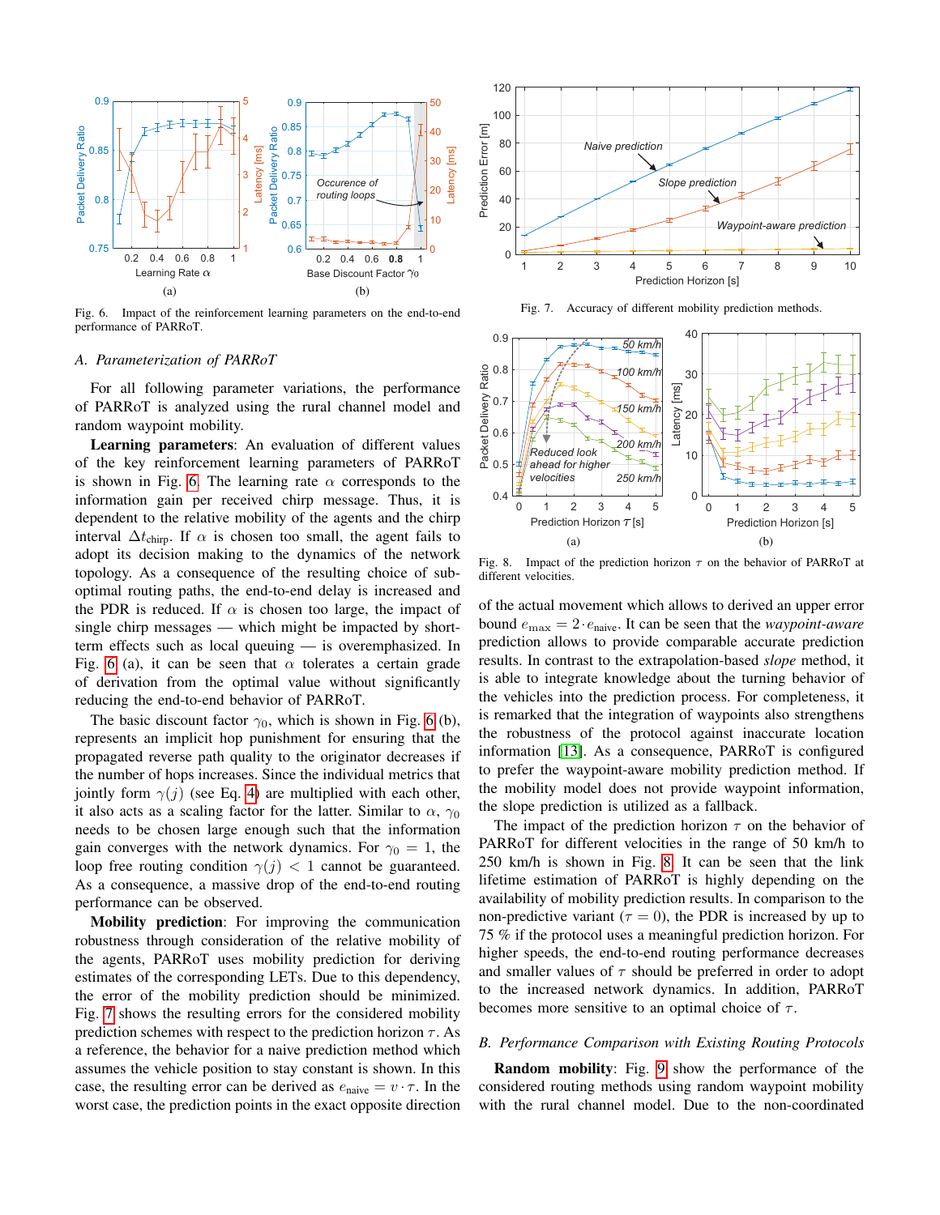Fig. 6. Impact of the reinforcement learning parameters on the end-to-end performance of PARRoT.

Fig. 7. Accuracy of different mobility prediction methods.

Fig. 8. Impact of the prediction horizon $\tau$ on the behavior of PARRoT at different velocities.

### A. Parameterization of PARRoT

For all following parameter variations, the performance of PARRoT is analyzed using the rural channel model and random waypoint mobility.

**Learning parameters**: An evaluation of different values of the key reinforcement learning parameters of PARRoT is shown in Fig. 6. The learning rate $\alpha$ corresponds to the information gain per received chirp message. Thus, it is dependent to the relative mobility of the agents and the chirp interval $\Delta t_{\text{chirp}}$. If $\alpha$ is chosen too small, the agent fails to adopt its decision making to the dynamics of the network topology. As a consequence of the resulting choice of sub-optimal routing paths, the end-to-end delay is increased and the PDR is reduced. If $\alpha$ is chosen too large, the impact of single chirp messages — which might be impacted by short-term effects such as local queuing — is overemphasized. In Fig. 6 (a), it can be seen that $\alpha$ tolerates a certain grade of derivation from the optimal value without significantly reducing the end-to-end behavior of PARRoT.

The basic discount factor $\gamma_0$, which is shown in Fig. 6 (b), represents an implicit hop punishment for ensuring that the propagated reverse path quality to the originator decreases if the number of hops increases. Since the individual metrics that jointly form $\gamma(j)$ (see Eq. 4) are multiplied with each other, it also acts as a scaling factor for the latter. Similar to $\alpha$, $\gamma_0$ needs to be chosen large enough such that the information gain converges with the network dynamics. For $\gamma_0 = 1$, the loop free routing condition $\gamma(j) < 1$ cannot be guaranteed. As a consequence, a massive drop of the end-to-end routing performance can be observed.

**Mobility prediction**: For improving the communication robustness through consideration of the relative mobility of the agents, PARRoT uses mobility prediction for deriving estimates of the corresponding LETs. Due to this dependency, the error of the mobility prediction should be minimized. Fig. 7 shows the resulting errors for the considered mobility prediction schemes with respect to the prediction horizon $\tau$. As a reference, the behavior for a naive prediction method which assumes the vehicle position to stay constant is shown. In this case, the resulting error can be derived as $e_{\text{naive}} = v \cdot \tau$. In the worst case, the prediction points in the exact opposite direction of the actual movement which allows to derived an upper error bound $e_{\max} = 2 \cdot e_{\text{naive}}$. It can be seen that the *waypoint-aware* prediction allows to provide comparable accurate prediction results. In contrast to the extrapolation-based *slope* method, it is able to integrate knowledge about the turning behavior of the vehicles into the prediction process. For completeness, it is remarked that the integration of waypoints also strengthens the robustness of the protocol against inaccurate location information [13]. As a consequence, PARRoT is configured to prefer the waypoint-aware mobility prediction method. If the mobility model does not provide waypoint information, the slope prediction is utilized as a fallback.

The impact of the prediction horizon $\tau$ on the behavior of PARRoT for different velocities in the range of 50 km/h to 250 km/h is shown in Fig. 8. It can be seen that the link lifetime estimation of PARRoT is highly depending on the availability of mobility prediction results. In comparison to the non-predictive variant ($\tau = 0$), the PDR is increased by up to 75 % if the protocol uses a meaningful prediction horizon. For higher speeds, the end-to-end routing performance decreases and smaller values of $\tau$ should be preferred in order to adopt to the increased network dynamics. In addition, PARRoT becomes more sensitive to an optimal choice of $\tau$.

### B. Performance Comparison with Existing Routing Protocols

**Random mobility**: Fig. 9 show the performance of the considered routing methods using random waypoint mobility with the rural channel model. Due to the non-coordinated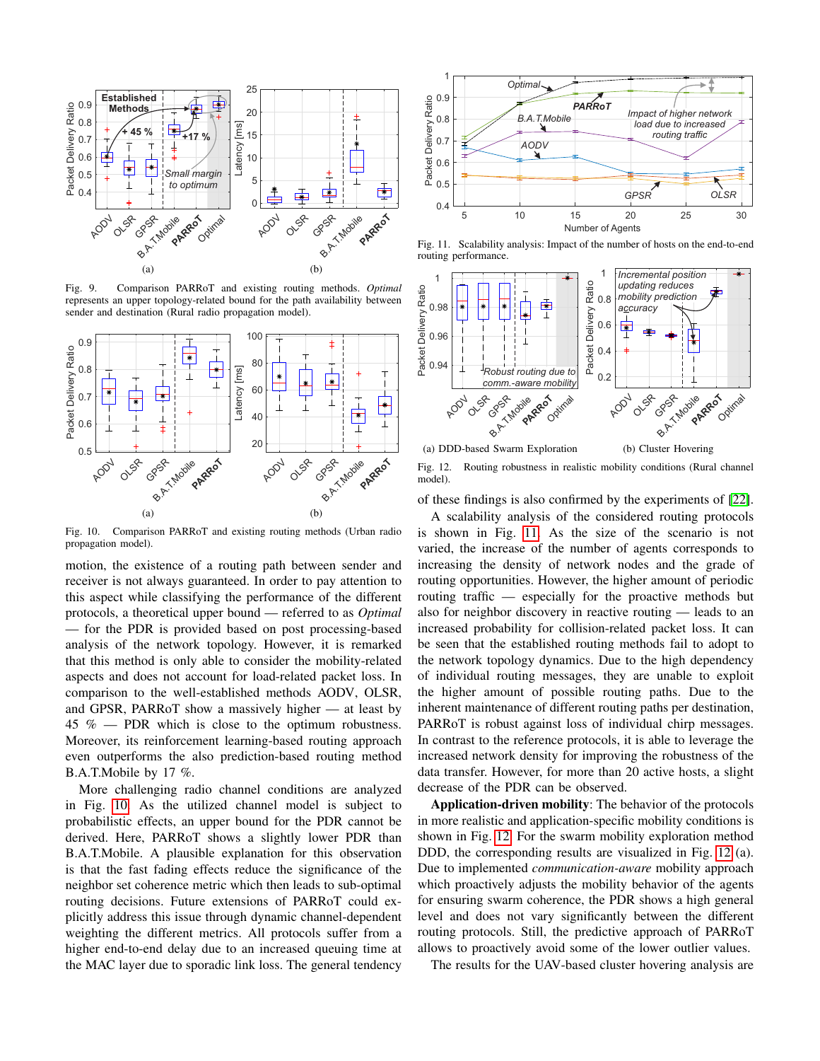Fig. 9. Comparison PARRoT and existing routing methods. *Optimal* represents an upper topology-related bound for the path availability between sender and destination (Rural radio propagation model).

Fig. 10. Comparison PARRoT and existing routing methods (Urban radio propagation model).

motion, the existence of a routing path between sender and receiver is not always guaranteed. In order to pay attention to this aspect while classifying the performance of the different protocols, a theoretical upper bound — referred to as *Optimal* — for the PDR is provided based on post processing-based analysis of the network topology. However, it is remarked that this method is only able to consider the mobility-related aspects and does not account for load-related packet loss. In comparison to the well-established methods AODV, OLSR, and GPSR, PARRoT show a massively higher — at least by 45 % — PDR which is close to the optimum robustness. Moreover, its reinforcement learning-based routing approach even outperforms the also prediction-based routing method B.A.T.Mobile by 17 %.

More challenging radio channel conditions are analyzed in Fig. 10. As the utilized channel model is subject to probabilistic effects, an upper bound for the PDR cannot be derived. Here, PARRoT shows a slightly lower PDR than B.A.T.Mobile. A plausible explanation for this observation is that the fast fading effects reduce the significance of the neighbor set coherence metric which then leads to sub-optimal routing decisions. Future extensions of PARRoT could explicitly address this issue through dynamic channel-dependent weighting the different metrics. All protocols suffer from a higher end-to-end delay due to an increased queuing time at the MAC layer due to sporadic link loss. The general tendency of these findings is also confirmed by the experiments of [22].

Fig. 11. Scalability analysis: Impact of the number of hosts on the end-to-end routing performance.

Fig. 12. Routing robustness in realistic mobility conditions (Rural channel model). (a) DDD-based Swarm Exploration (b) Cluster Hovering

A scalability analysis of the considered routing protocols is shown in Fig. 11. As the size of the scenario is not varied, the increase of the number of agents corresponds to increasing the density of network nodes and the grade of routing opportunities. However, the higher amount of periodic routing traffic — especially for the proactive methods but also for neighbor discovery in reactive routing — leads to an increased probability for collision-related packet loss. It can be seen that the established routing methods fail to adopt to the network topology dynamics. Due to the high dependency of individual routing messages, they are unable to exploit the higher amount of possible routing paths. Due to the inherent maintenance of different routing paths per destination, PARRoT is robust against loss of individual chirp messages. In contrast to the reference protocols, it is able to leverage the increased network density for improving the robustness of the data transfer. However, for more than 20 active hosts, a slight decrease of the PDR can be observed.

**Application-driven mobility**: The behavior of the protocols in more realistic and application-specific mobility conditions is shown in Fig. 12. For the swarm mobility exploration method DDD, the corresponding results are visualized in Fig. 12 (a). Due to implemented *communication-aware* mobility approach which proactively adjusts the mobility behavior of the agents for ensuring swarm coherence, the PDR shows a high general level and does not vary significantly between the different routing protocols. Still, the predictive approach of PARRoT allows to proactively avoid some of the lower outlier values.

The results for the UAV-based cluster hovering analysis are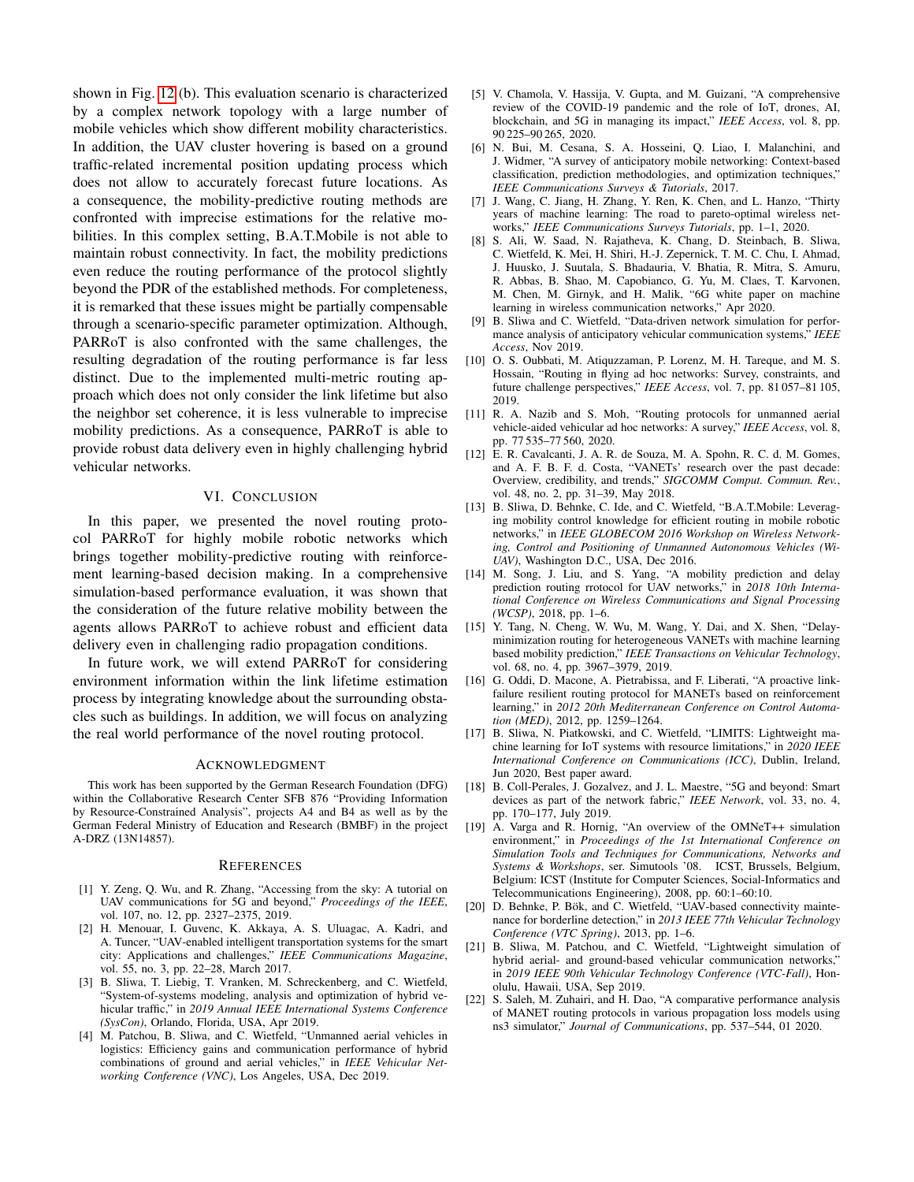shown in Fig. 12 (b). This evaluation scenario is characterized by a complex network topology with a large number of mobile vehicles which show different mobility characteristics. In addition, the UAV cluster hovering is based on a ground traffic-related incremental position updating process which does not allow to accurately forecast future locations. As a consequence, the mobility-predictive routing methods are confronted with imprecise estimations for the relative mobilities. In this complex setting, B.A.T.Mobile is not able to maintain robust connectivity. In fact, the mobility predictions even reduce the routing performance of the protocol slightly beyond the PDR of the established methods. For completeness, it is remarked that these issues might be partially compensable through a scenario-specific parameter optimization. Although, PARRoT is also confronted with the same challenges, the resulting degradation of the routing performance is far less distinct. Due to the implemented multi-metric routing approach which does not only consider the link lifetime but also the neighbor set coherence, it is less vulnerable to imprecise mobility predictions. As a consequence, PARRoT is able to provide robust data delivery even in highly challenging hybrid vehicular networks.

## VI. Conclusion

In this paper, we presented the novel routing protocol PARRoT for highly mobile robotic networks which brings together mobility-predictive routing with reinforcement learning-based decision making. In a comprehensive simulation-based performance evaluation, it was shown that the consideration of the future relative mobility between the agents allows PARRoT to achieve robust and efficient data delivery even in challenging radio propagation conditions.

In future work, we will extend PARRoT for considering environment information within the link lifetime estimation process by integrating knowledge about the surrounding obstacles such as buildings. In addition, we will focus on analyzing the real world performance of the novel routing protocol.

## Acknowledgment

This work has been supported by the German Research Foundation (DFG) within the Collaborative Research Center SFB 876 "Providing Information by Resource-Constrained Analysis", projects A4 and B4 as well as by the German Federal Ministry of Education and Research (BMBF) in the project A-DRZ (13N14857).

## References

[1] Y. Zeng, Q. Wu, and R. Zhang, "Accessing from the sky: A tutorial on UAV communications for 5G and beyond," *Proceedings of the IEEE*, vol. 107, no. 12, pp. 2327–2375, 2019.

[2] H. Menouar, I. Guvenc, K. Akkaya, A. S. Uluagac, A. Kadri, and A. Tuncer, "UAV-enabled intelligent transportation systems for the smart city: Applications and challenges," *IEEE Communications Magazine*, vol. 55, no. 3, pp. 22–28, March 2017.

[3] B. Sliwa, T. Liebig, T. Vranken, M. Schreckenberg, and C. Wietfeld, "System-of-systems modeling, analysis and optimization of hybrid vehicular traffic," in *2019 Annual IEEE International Systems Conference (SysCon)*, Orlando, Florida, USA, Apr 2019.

[4] M. Patchou, B. Sliwa, and C. Wietfeld, "Unmanned aerial vehicles in logistics: Efficiency gains and communication performance of hybrid combinations of ground and aerial vehicles," in *IEEE Vehicular Networking Conference (VNC)*, Los Angeles, USA, Dec 2019.

[5] V. Chamola, V. Hassija, V. Gupta, and M. Guizani, "A comprehensive review of the COVID-19 pandemic and the role of IoT, drones, AI, blockchain, and 5G in managing its impact," *IEEE Access*, vol. 8, pp. 90 225–90 265, 2020.

[6] N. Bui, M. Cesana, S. A. Hosseini, Q. Liao, I. Malanchini, and J. Widmer, "A survey of anticipatory mobile networking: Context-based classification, prediction methodologies, and optimization techniques," *IEEE Communications Surveys & Tutorials*, 2017.

[7] J. Wang, C. Jiang, H. Zhang, Y. Ren, K. Chen, and L. Hanzo, "Thirty years of machine learning: The road to pareto-optimal wireless networks," *IEEE Communications Surveys Tutorials*, pp. 1–1, 2020.

[8] S. Ali, W. Saad, N. Rajatheva, K. Chang, D. Steinbach, B. Sliwa, C. Wietfeld, K. Mei, H. Shiri, H.-J. Zepernick, T. M. C. Chu, I. Ahmad, J. Huusko, J. Suutala, S. Bhadauria, V. Bhatia, R. Mitra, S. Amuru, R. Abbas, B. Shao, M. Capobianco, G. Yu, M. Claes, T. Karvonen, M. Chen, M. Girnyk, and H. Malik, "6G white paper on machine learning in wireless communication networks," Apr 2020.

[9] B. Sliwa and C. Wietfeld, "Data-driven network simulation for performance analysis of anticipatory vehicular communication systems," *IEEE Access*, Nov 2019.

[10] O. S. Oubbati, M. Atiquzzaman, P. Lorenz, M. H. Tareque, and M. S. Hossain, "Routing in flying ad hoc networks: Survey, constraints, and future challenge perspectives," *IEEE Access*, vol. 7, pp. 81 057–81 105, 2019.

[11] R. A. Nazib and S. Moh, "Routing protocols for unmanned aerial vehicle-aided vehicular ad hoc networks: A survey," *IEEE Access*, vol. 8, pp. 77 535–77 560, 2020.

[12] E. R. Cavalcanti, J. A. R. de Souza, M. A. Spohn, R. C. d. M. Gomes, and A. F. B. F. d. Costa, "VANETs' research over the past decade: Overview, credibility, and trends," *SIGCOMM Comput. Commun. Rev.*, vol. 48, no. 2, pp. 31–39, May 2018.

[13] B. Sliwa, D. Behnke, C. Ide, and C. Wietfeld, "B.A.T.Mobile: Leveraging mobility control knowledge for efficient routing in mobile robotic networks," in *IEEE GLOBECOM 2016 Workshop on Wireless Networking, Control and Positioning of Unmanned Autonomous Vehicles (Wi-UAV)*, Washington D.C., USA, Dec 2016.

[14] M. Song, J. Liu, and S. Yang, "A mobility prediction and delay prediction routing rrotocol for UAV networks," in *2018 10th International Conference on Wireless Communications and Signal Processing (WCSP)*, 2018, pp. 1–6.

[15] Y. Tang, N. Cheng, W. Wu, M. Wang, Y. Dai, and X. Shen, "Delay-minimization routing for heterogeneous VANETs with machine learning based mobility prediction," *IEEE Transactions on Vehicular Technology*, vol. 68, no. 4, pp. 3967–3979, 2019.

[16] G. Oddi, D. Macone, A. Pietrabissa, and F. Liberati, "A proactive link-failure resilient routing protocol for MANETs based on reinforcement learning," in *2012 20th Mediterranean Conference on Control Automation (MED)*, 2012, pp. 1259–1264.

[17] B. Sliwa, N. Piatkowski, and C. Wietfeld, "LIMITS: Lightweight machine learning for IoT systems with resource limitations," in *2020 IEEE International Conference on Communications (ICC)*, Dublin, Ireland, Jun 2020, Best paper award.

[18] B. Coll-Perales, J. Gozalvez, and J. L. Maestre, "5G and beyond: Smart devices as part of the network fabric," *IEEE Network*, vol. 33, no. 4, pp. 170–177, July 2019.

[19] A. Varga and R. Hornig, "An overview of the OMNeT++ simulation environment," in *Proceedings of the 1st International Conference on Simulation Tools and Techniques for Communications, Networks and Systems & Workshops*, ser. Simutools '08. ICST, Brussels, Belgium, Belgium: ICST (Institute for Computer Sciences, Social-Informatics and Telecommunications Engineering), 2008, pp. 60:1–60:10.

[20] D. Behnke, P. Bök, and C. Wietfeld, "UAV-based connectivity maintenance for borderline detection," in *2013 IEEE 77th Vehicular Technology Conference (VTC Spring)*, 2013, pp. 1–6.

[21] B. Sliwa, M. Patchou, and C. Wietfeld, "Lightweight simulation of hybrid aerial- and ground-based vehicular communication networks," in *2019 IEEE 90th Vehicular Technology Conference (VTC-Fall)*, Honolulu, Hawaii, USA, Sep 2019.

[22] S. Saleh, M. Zuhairi, and H. Dao, "A comparative performance analysis of MANET routing protocols in various propagation loss models using ns3 simulator," *Journal of Communications*, pp. 537–544, 01 2020.